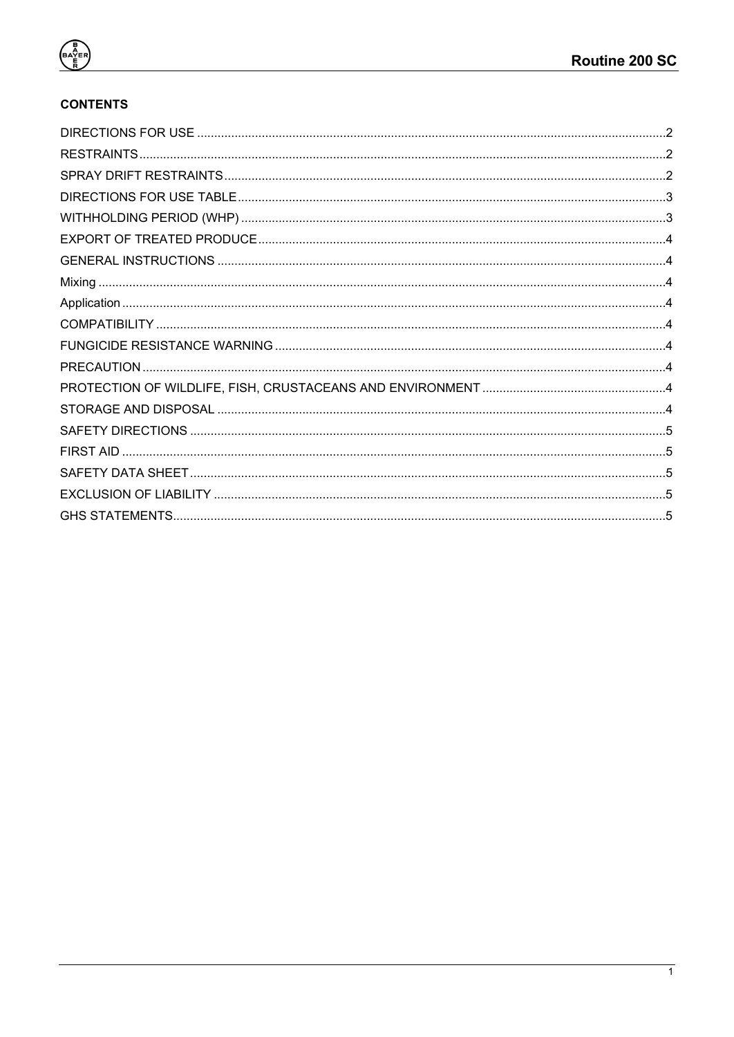**CONTENTS**

DIRECTIONS FOR USE ........................................................................................................................................2
RESTRAINTS.........................................................................................................................................................2
SPRAY DRIFT RESTRAINTS................................................................................................................................2
DIRECTIONS FOR USE TABLE............................................................................................................................3
WITHHOLDING PERIOD (WHP) ...........................................................................................................................3
EXPORT OF TREATED PRODUCE......................................................................................................................4
GENERAL INSTRUCTIONS .................................................................................................................................4
Mixing ....................................................................................................................................................................4
Application .............................................................................................................................................................4
COMPATIBILITY ...................................................................................................................................................4
FUNGICIDE RESISTANCE WARNING .................................................................................................................4
PRECAUTION .......................................................................................................................................................4
PROTECTION OF WILDLIFE, FISH, CRUSTACEANS AND ENVIRONMENT .....................................................4
STORAGE AND DISPOSAL .................................................................................................................................4
SAFETY DIRECTIONS .........................................................................................................................................5
FIRST AID .............................................................................................................................................................5
SAFETY DATA SHEET.........................................................................................................................................5
EXCLUSION OF LIABILITY ..................................................................................................................................5
GHS STATEMENTS..............................................................................................................................................5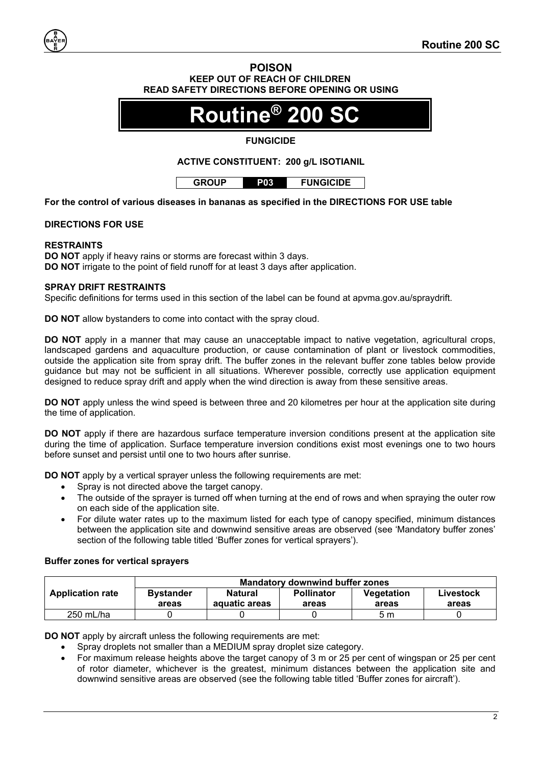**POISON**
**KEEP OUT OF REACH OF CHILDREN**
**READ SAFETY DIRECTIONS BEFORE OPENING OR USING**

# Routine® 200 SC

**FUNGICIDE**

**ACTIVE CONSTITUENT: 200 g/L ISOTIANIL**

| GROUP | P03 | FUNGICIDE |
|---|---|---|

**For the control of various diseases in bananas as specified in the DIRECTIONS FOR USE table**

## DIRECTIONS FOR USE

### RESTRAINTS

**DO NOT** apply if heavy rains or storms are forecast within 3 days.
**DO NOT** irrigate to the point of field runoff for at least 3 days after application.

### SPRAY DRIFT RESTRAINTS

Specific definitions for terms used in this section of the label can be found at apvma.gov.au/spraydrift.

**DO NOT** allow bystanders to come into contact with the spray cloud.

**DO NOT** apply in a manner that may cause an unacceptable impact to native vegetation, agricultural crops, landscaped gardens and aquaculture production, or cause contamination of plant or livestock commodities, outside the application site from spray drift. The buffer zones in the relevant buffer zone tables below provide guidance but may not be sufficient in all situations. Wherever possible, correctly use application equipment designed to reduce spray drift and apply when the wind direction is away from these sensitive areas.

**DO NOT** apply unless the wind speed is between three and 20 kilometres per hour at the application site during the time of application.

**DO NOT** apply if there are hazardous surface temperature inversion conditions present at the application site during the time of application. Surface temperature inversion conditions exist most evenings one to two hours before sunset and persist until one to two hours after sunrise.

**DO NOT** apply by a vertical sprayer unless the following requirements are met:

- Spray is not directed above the target canopy.
- The outside of the sprayer is turned off when turning at the end of rows and when spraying the outer row on each side of the application site.
- For dilute water rates up to the maximum listed for each type of canopy specified, minimum distances between the application site and downwind sensitive areas are observed (see 'Mandatory buffer zones' section of the following table titled 'Buffer zones for vertical sprayers').

**Buffer zones for vertical sprayers**

| Application rate | Mandatory downwind buffer zones | | | | |
|---|---|---|---|---|---|
| | Bystander areas | Natural aquatic areas | Pollinator areas | Vegetation areas | Livestock areas |
| 250 mL/ha | 0 | 0 | 0 | 5 m | 0 |

**DO NOT** apply by aircraft unless the following requirements are met:

- Spray droplets not smaller than a MEDIUM spray droplet size category.
- For maximum release heights above the target canopy of 3 m or 25 per cent of wingspan or 25 per cent of rotor diameter, whichever is the greatest, minimum distances between the application site and downwind sensitive areas are observed (see the following table titled 'Buffer zones for aircraft').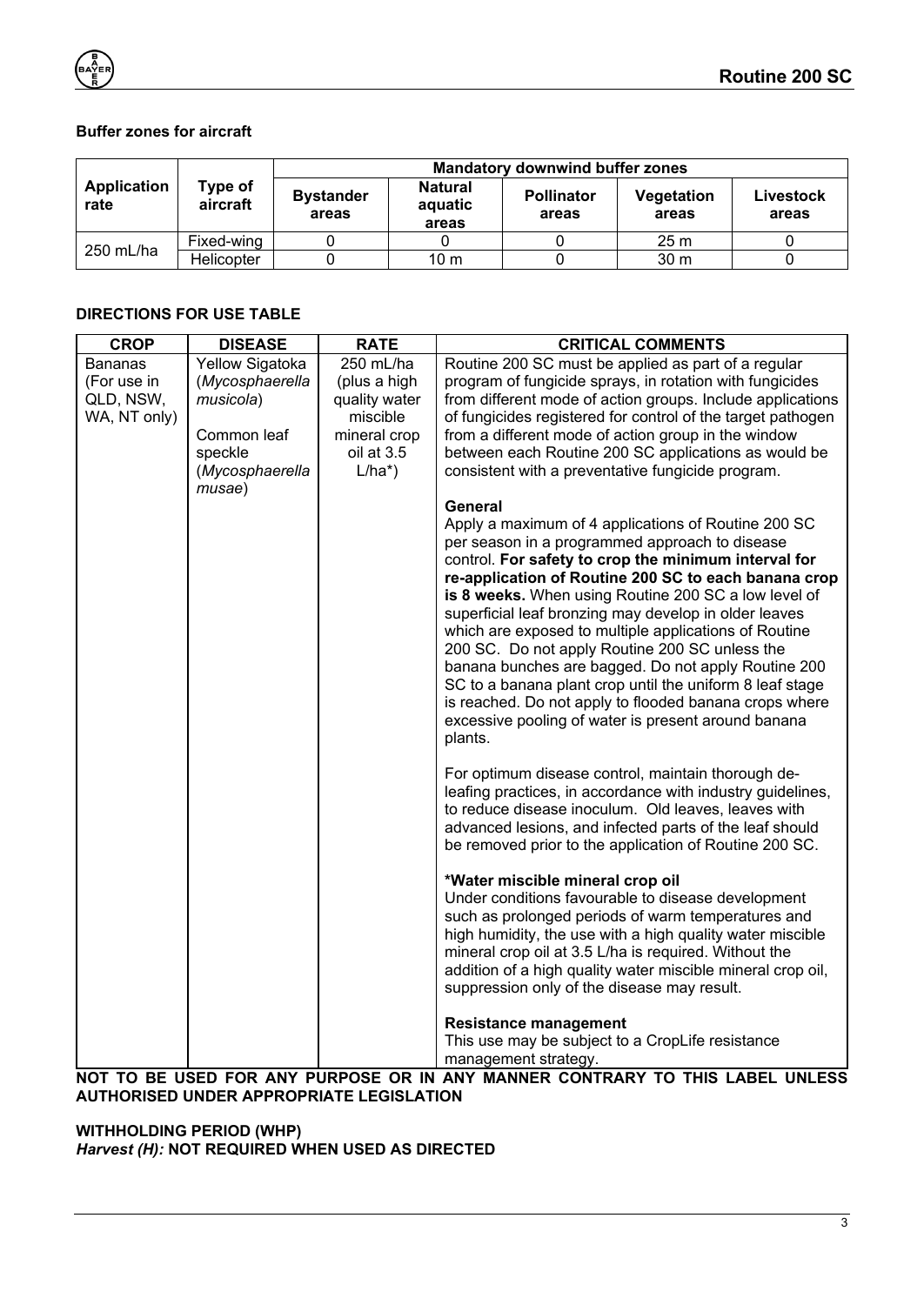**Buffer zones for aircraft**

| Application rate | Type of aircraft | Mandatory downwind buffer zones | | | | |
|---|---|---|---|---|---|---|
| | | Bystander areas | Natural aquatic areas | Pollinator areas | Vegetation areas | Livestock areas |
| 250 mL/ha | Fixed-wing | 0 | 0 | 0 | 25 m | 0 |
| | Helicopter | 0 | 10 m | 0 | 30 m | 0 |

**DIRECTIONS FOR USE TABLE**

| CROP | DISEASE | RATE | CRITICAL COMMENTS |
|---|---|---|---|
| Bananas (For use in QLD, NSW, WA, NT only) | Yellow Sigatoka (*Mycosphaerella musicola*)<br><br>Common leaf speckle (*Mycosphaerella musae*) | 250 mL/ha (plus a high quality water miscible mineral crop oil at 3.5 L/ha*) | Routine 200 SC must be applied as part of a regular program of fungicide sprays, in rotation with fungicides from different mode of action groups. Include applications of fungicides registered for control of the target pathogen from a different mode of action group in the window between each Routine 200 SC applications as would be consistent with a preventative fungicide program.<br><br>**General**<br>Apply a maximum of 4 applications of Routine 200 SC per season in a programmed approach to disease control. **For safety to crop the minimum interval for re-application of Routine 200 SC to each banana crop is 8 weeks.** When using Routine 200 SC a low level of superficial leaf bronzing may develop in older leaves which are exposed to multiple applications of Routine 200 SC. Do not apply Routine 200 SC unless the banana bunches are bagged. Do not apply Routine 200 SC to a banana plant crop until the uniform 8 leaf stage is reached. Do not apply to flooded banana crops where excessive pooling of water is present around banana plants.<br><br>For optimum disease control, maintain thorough de-leafing practices, in accordance with industry guidelines, to reduce disease inoculum. Old leaves, leaves with advanced lesions, and infected parts of the leaf should be removed prior to the application of Routine 200 SC.<br><br>**\*Water miscible mineral crop oil**<br>Under conditions favourable to disease development such as prolonged periods of warm temperatures and high humidity, the use with a high quality water miscible mineral crop oil at 3.5 L/ha is required. Without the addition of a high quality water miscible mineral crop oil, suppression only of the disease may result.<br><br>**Resistance management**<br>This use may be subject to a CropLife resistance management strategy. |

**NOT TO BE USED FOR ANY PURPOSE OR IN ANY MANNER CONTRARY TO THIS LABEL UNLESS AUTHORISED UNDER APPROPRIATE LEGISLATION**

**WITHHOLDING PERIOD (WHP)**
***Harvest (H):*** **NOT REQUIRED WHEN USED AS DIRECTED**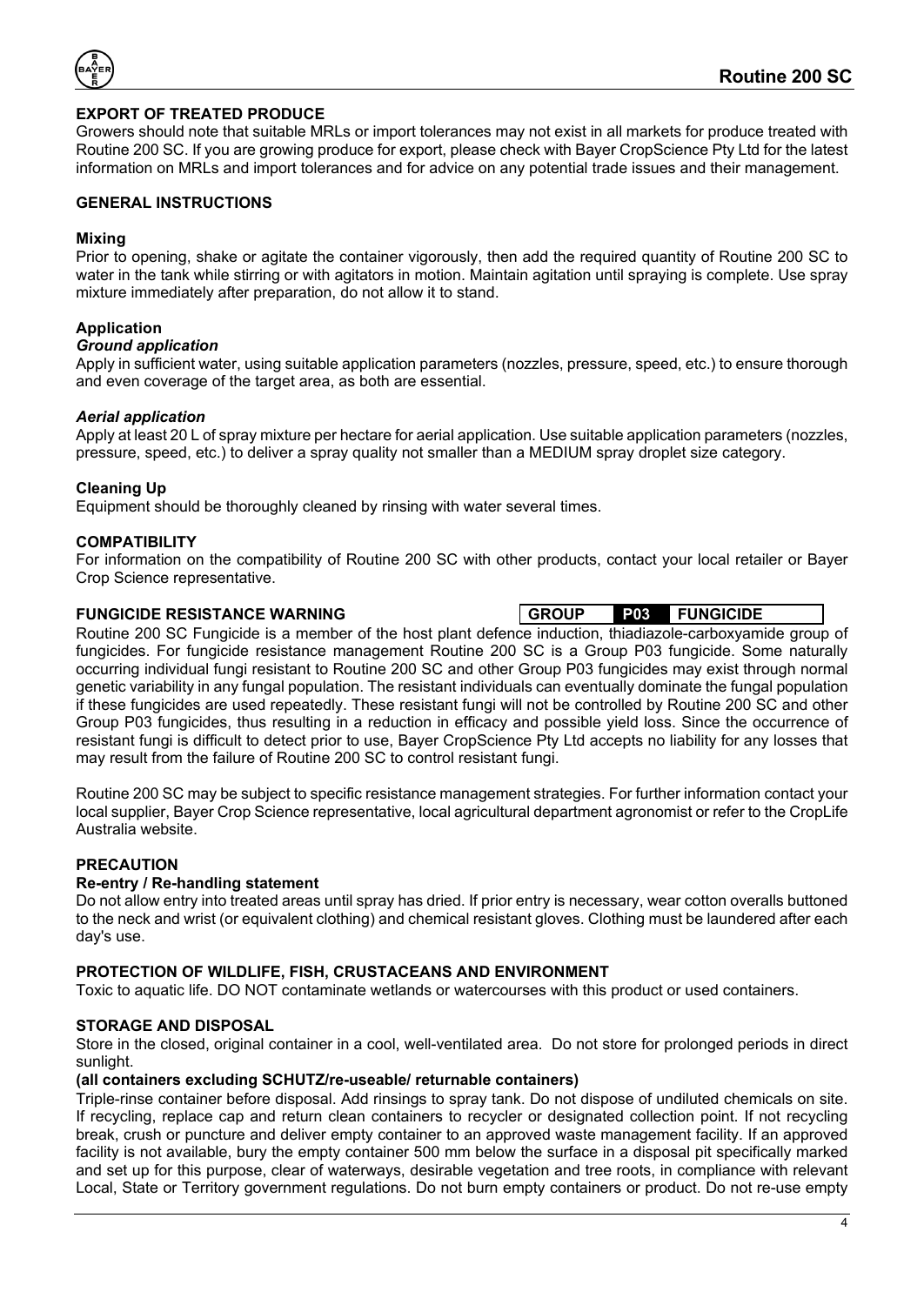## EXPORT OF TREATED PRODUCE

Growers should note that suitable MRLs or import tolerances may not exist in all markets for produce treated with Routine 200 SC. If you are growing produce for export, please check with Bayer CropScience Pty Ltd for the latest information on MRLs and import tolerances and for advice on any potential trade issues and their management.

## GENERAL INSTRUCTIONS

### Mixing

Prior to opening, shake or agitate the container vigorously, then add the required quantity of Routine 200 SC to water in the tank while stirring or with agitators in motion. Maintain agitation until spraying is complete. Use spray mixture immediately after preparation, do not allow it to stand.

### Application

***Ground application***

Apply in sufficient water, using suitable application parameters (nozzles, pressure, speed, etc.) to ensure thorough and even coverage of the target area, as both are essential.

***Aerial application***

Apply at least 20 L of spray mixture per hectare for aerial application. Use suitable application parameters (nozzles, pressure, speed, etc.) to deliver a spray quality not smaller than a MEDIUM spray droplet size category.

### Cleaning Up

Equipment should be thoroughly cleaned by rinsing with water several times.

## COMPATIBILITY

For information on the compatibility of Routine 200 SC with other products, contact your local retailer or Bayer Crop Science representative.

## FUNGICIDE RESISTANCE WARNING

| GROUP | P03 | FUNGICIDE |
|---|---|---|

Routine 200 SC Fungicide is a member of the host plant defence induction, thiadiazole-carboxyamide group of fungicides. For fungicide resistance management Routine 200 SC is a Group P03 fungicide. Some naturally occurring individual fungi resistant to Routine 200 SC and other Group P03 fungicides may exist through normal genetic variability in any fungal population. The resistant individuals can eventually dominate the fungal population if these fungicides are used repeatedly. These resistant fungi will not be controlled by Routine 200 SC and other Group P03 fungicides, thus resulting in a reduction in efficacy and possible yield loss. Since the occurrence of resistant fungi is difficult to detect prior to use, Bayer CropScience Pty Ltd accepts no liability for any losses that may result from the failure of Routine 200 SC to control resistant fungi.

Routine 200 SC may be subject to specific resistance management strategies. For further information contact your local supplier, Bayer Crop Science representative, local agricultural department agronomist or refer to the CropLife Australia website.

## PRECAUTION

### Re-entry / Re-handling statement

Do not allow entry into treated areas until spray has dried. If prior entry is necessary, wear cotton overalls buttoned to the neck and wrist (or equivalent clothing) and chemical resistant gloves. Clothing must be laundered after each day's use.

## PROTECTION OF WILDLIFE, FISH, CRUSTACEANS AND ENVIRONMENT

Toxic to aquatic life. DO NOT contaminate wetlands or watercourses with this product or used containers.

## STORAGE AND DISPOSAL

Store in the closed, original container in a cool, well-ventilated area. Do not store for prolonged periods in direct sunlight.

**(all containers excluding SCHUTZ/re-useable/ returnable containers)**

Triple-rinse container before disposal. Add rinsings to spray tank. Do not dispose of undiluted chemicals on site. If recycling, replace cap and return clean containers to recycler or designated collection point. If not recycling break, crush or puncture and deliver empty container to an approved waste management facility. If an approved facility is not available, bury the empty container 500 mm below the surface in a disposal pit specifically marked and set up for this purpose, clear of waterways, desirable vegetation and tree roots, in compliance with relevant Local, State or Territory government regulations. Do not burn empty containers or product. Do not re-use empty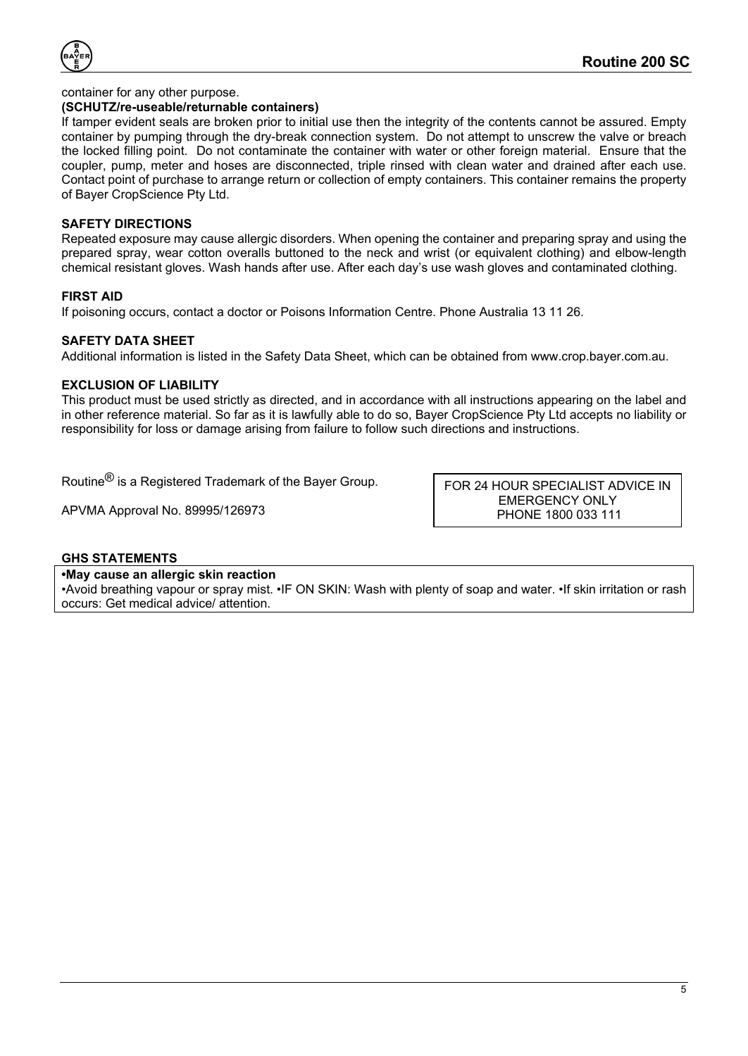container for any other purpose.

**(SCHUTZ/re-useable/returnable containers)**

If tamper evident seals are broken prior to initial use then the integrity of the contents cannot be assured. Empty container by pumping through the dry-break connection system. Do not attempt to unscrew the valve or breach the locked filling point. Do not contaminate the container with water or other foreign material. Ensure that the coupler, pump, meter and hoses are disconnected, triple rinsed with clean water and drained after each use. Contact point of purchase to arrange return or collection of empty containers. This container remains the property of Bayer CropScience Pty Ltd.

### SAFETY DIRECTIONS

Repeated exposure may cause allergic disorders. When opening the container and preparing spray and using the prepared spray, wear cotton overalls buttoned to the neck and wrist (or equivalent clothing) and elbow-length chemical resistant gloves. Wash hands after use. After each day's use wash gloves and contaminated clothing.

### FIRST AID

If poisoning occurs, contact a doctor or Poisons Information Centre. Phone Australia 13 11 26.

### SAFETY DATA SHEET

Additional information is listed in the Safety Data Sheet, which can be obtained from www.crop.bayer.com.au.

### EXCLUSION OF LIABILITY

This product must be used strictly as directed, and in accordance with all instructions appearing on the label and in other reference material. So far as it is lawfully able to do so, Bayer CropScience Pty Ltd accepts no liability or responsibility for loss or damage arising from failure to follow such directions and instructions.

Routine® is a Registered Trademark of the Bayer Group.

APVMA Approval No. 89995/126973

FOR 24 HOUR SPECIALIST ADVICE IN EMERGENCY ONLY
PHONE 1800 033 111

### GHS STATEMENTS

**•May cause an allergic skin reaction**

•Avoid breathing vapour or spray mist. •IF ON SKIN: Wash with plenty of soap and water. •If skin irritation or rash occurs: Get medical advice/ attention.